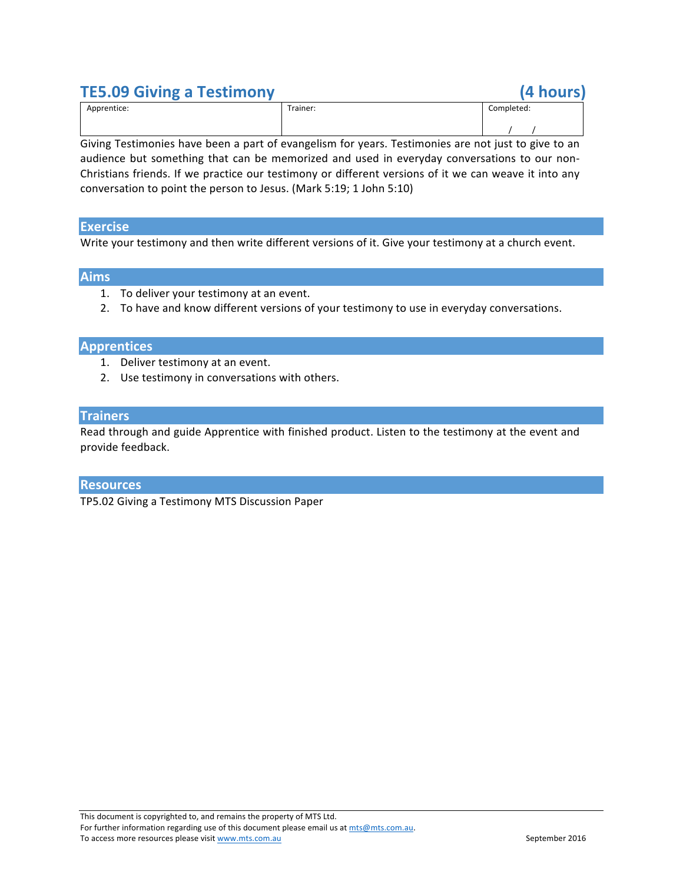# TE5.09 Giving a Testimony (4 hours)

| Apprentice: | Trainer: | Completed: |
|---|---|---|
| | | / / |

Giving Testimonies have been a part of evangelism for years. Testimonies are not just to give to an audience but something that can be memorized and used in everyday conversations to our non-Christians friends. If we practice our testimony or different versions of it we can weave it into any conversation to point the person to Jesus. (Mark 5:19; 1 John 5:10)

## Exercise

Write your testimony and then write different versions of it. Give your testimony at a church event.

## Aims

1. To deliver your testimony at an event.
2. To have and know different versions of your testimony to use in everyday conversations.

## Apprentices

1. Deliver testimony at an event.
2. Use testimony in conversations with others.

## Trainers

Read through and guide Apprentice with finished product. Listen to the testimony at the event and provide feedback.

## Resources

TP5.02 Giving a Testimony MTS Discussion Paper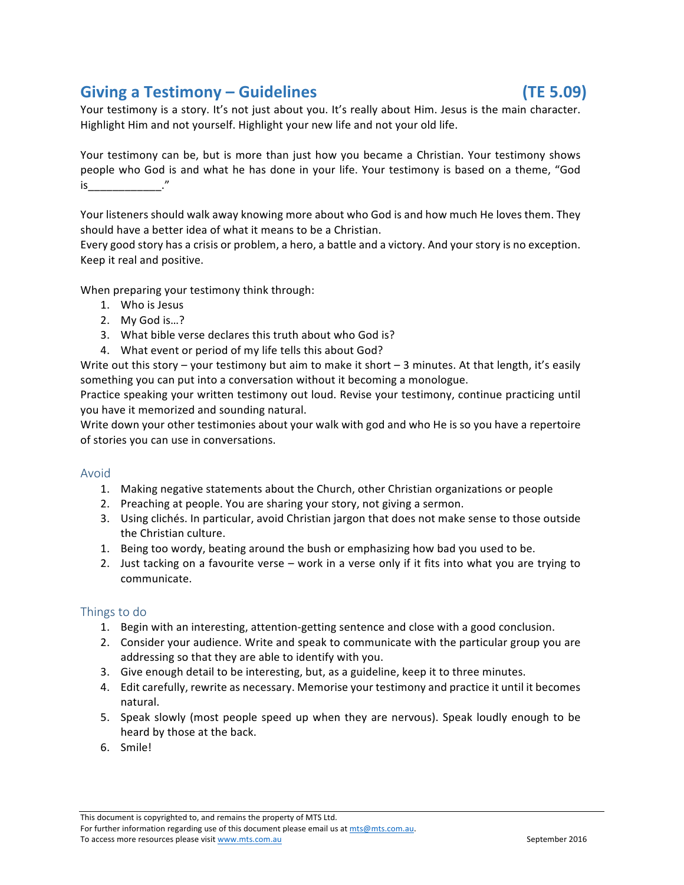# Giving a Testimony – Guidelines (TE 5.09)

Your testimony is a story. It's not just about you. It's really about Him. Jesus is the main character. Highlight Him and not yourself. Highlight your new life and not your old life.

Your testimony can be, but is more than just how you became a Christian. Your testimony shows people who God is and what he has done in your life. Your testimony is based on a theme, "God is____________."

Your listeners should walk away knowing more about who God is and how much He loves them. They should have a better idea of what it means to be a Christian.

Every good story has a crisis or problem, a hero, a battle and a victory. And your story is no exception. Keep it real and positive.

When preparing your testimony think through:

1. Who is Jesus
2. My God is…?
3. What bible verse declares this truth about who God is?
4. What event or period of my life tells this about God?

Write out this story – your testimony but aim to make it short – 3 minutes. At that length, it's easily something you can put into a conversation without it becoming a monologue.

Practice speaking your written testimony out loud. Revise your testimony, continue practicing until you have it memorized and sounding natural.

Write down your other testimonies about your walk with god and who He is so you have a repertoire of stories you can use in conversations.

## Avoid

1. Making negative statements about the Church, other Christian organizations or people
2. Preaching at people. You are sharing your story, not giving a sermon.
3. Using clichés. In particular, avoid Christian jargon that does not make sense to those outside the Christian culture.
1. Being too wordy, beating around the bush or emphasizing how bad you used to be.
2. Just tacking on a favourite verse – work in a verse only if it fits into what you are trying to communicate.

## Things to do

1. Begin with an interesting, attention-getting sentence and close with a good conclusion.
2. Consider your audience. Write and speak to communicate with the particular group you are addressing so that they are able to identify with you.
3. Give enough detail to be interesting, but, as a guideline, keep it to three minutes.
4. Edit carefully, rewrite as necessary. Memorise your testimony and practice it until it becomes natural.
5. Speak slowly (most people speed up when they are nervous). Speak loudly enough to be heard by those at the back.
6. Smile!

This document is copyrighted to, and remains the property of MTS Ltd.
For further information regarding use of this document please email us at mts@mts.com.au.
To access more resources please visit www.mts.com.au

September 2016